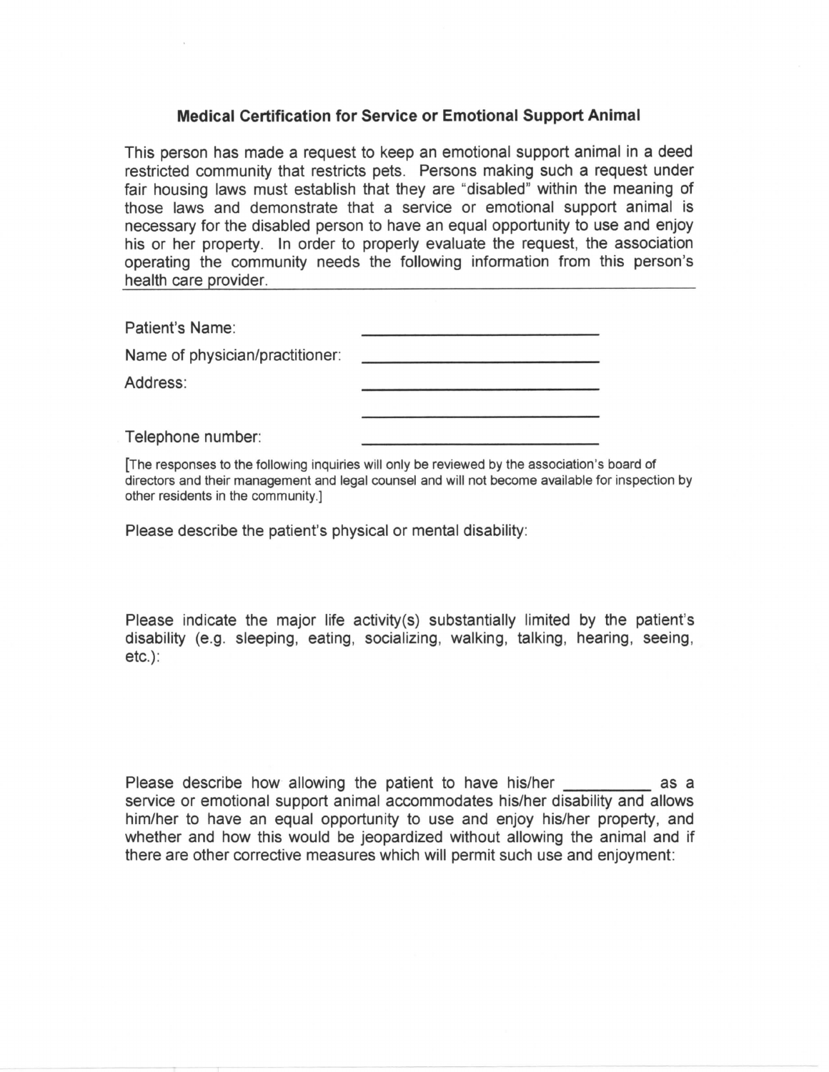## Medical Certification for Service or Emotional Support Animal

This person has made a request to keep an emotional support animal in a deed restricted community that restricts pets. Persons making such a request under fair housing laws must establish that they are "disabled" within the meaning of those laws and demonstrate that a service or emotional support animal is necessary for the disabled person to have an equal opportunity to use and enjoy his or her property. In order to properly evaluate the request, the association operating the community needs the following information from this person's health care provider.

---

Patient's Name: ____________________________

Name of physician/practitioner: ____________________________

Address: ____________________________

____________________________

Telephone number: ____________________________

[The responses to the following inquiries will only be reviewed by the association's board of directors and their management and legal counsel and will not become available for inspection by other residents in the community.]

Please describe the patient's physical or mental disability:

Please indicate the major life activity(s) substantially limited by the patient's disability (e.g. sleeping, eating, socializing, walking, talking, hearing, seeing, etc.):

Please describe how allowing the patient to have his/her __________ as a service or emotional support animal accommodates his/her disability and allows him/her to have an equal opportunity to use and enjoy his/her property, and whether and how this would be jeopardized without allowing the animal and if there are other corrective measures which will permit such use and enjoyment: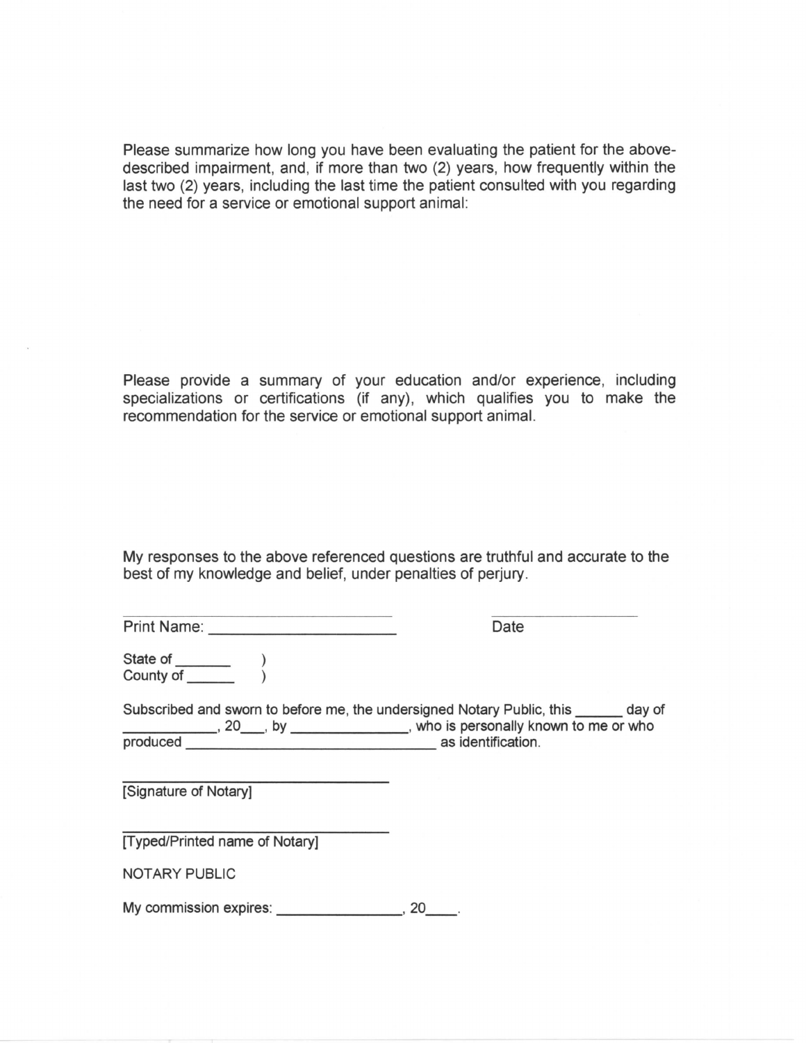Please summarize how long you have been evaluating the patient for the above-described impairment, and, if more than two (2) years, how frequently within the last two (2) years, including the last time the patient consulted with you regarding the need for a service or emotional support animal:

Please provide a summary of your education and/or experience, including specializations or certifications (if any), which qualifies you to make the recommendation for the service or emotional support animal.

My responses to the above referenced questions are truthful and accurate to the best of my knowledge and belief, under penalties of perjury.

\_\_\_\_\_\_\_\_\_\_\_\_\_\_\_\_\_\_\_\_\_\_\_\_\_\_\_\_\_\_\_\_ \_\_\_\_\_\_\_\_\_\_\_\_\_\_\_\_\_\_

Print Name: \_\_\_\_\_\_\_\_\_\_\_\_\_\_\_\_\_\_\_\_\_\_ Date

State of \_\_\_\_\_\_\_ )
County of \_\_\_\_\_\_ )

Subscribed and sworn to before me, the undersigned Notary Public, this \_\_\_\_\_\_ day of \_\_\_\_\_\_\_\_\_\_\_\_, 20\_\_\_, by \_\_\_\_\_\_\_\_\_\_\_\_\_\_\_, who is personally known to me or who produced \_\_\_\_\_\_\_\_\_\_\_\_\_\_\_\_\_\_\_\_\_\_\_\_\_\_\_\_\_\_\_\_ as identification.

\_\_\_\_\_\_\_\_\_\_\_\_\_\_\_\_\_\_\_\_\_\_\_\_\_\_\_\_\_\_\_\_

[Signature of Notary]

\_\_\_\_\_\_\_\_\_\_\_\_\_\_\_\_\_\_\_\_\_\_\_\_\_\_\_\_\_\_\_\_

[Typed/Printed name of Notary]

NOTARY PUBLIC

My commission expires: \_\_\_\_\_\_\_\_\_\_\_\_\_\_\_\_, 20\_\_\_\_.